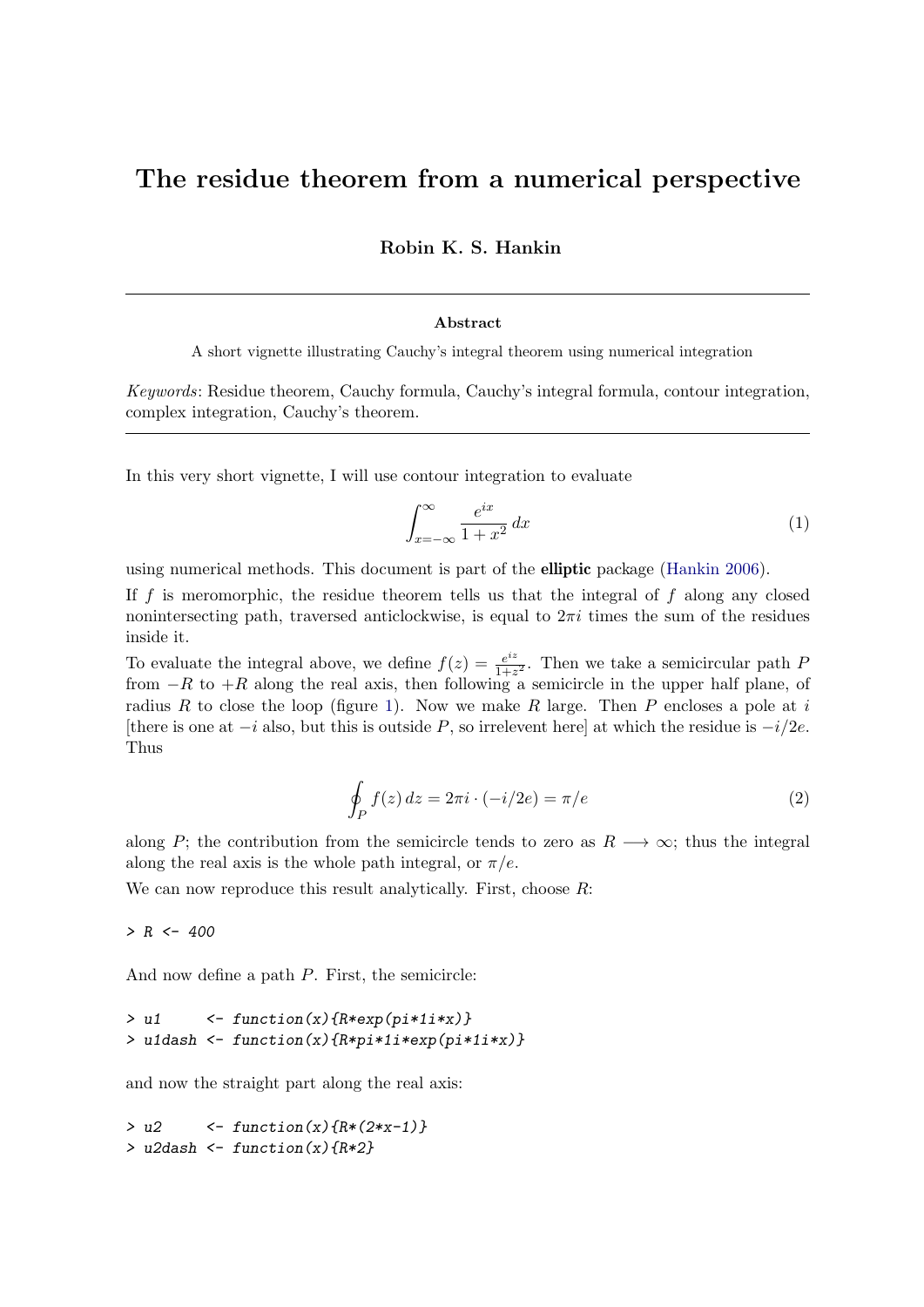# The residue theorem from a numerical perspective

**Robin K. S. Hankin**

---

**Abstract**

A short vignette illustrating Cauchy's integral theorem using numerical integration

*Keywords*: Residue theorem, Cauchy formula, Cauchy's integral formula, contour integration, complex integration, Cauchy's theorem.

---

In this very short vignette, I will use contour integration to evaluate

$$\int_{x=-\infty}^{\infty} \frac{e^{ix}}{1+x^2}\,dx \tag{1}$$

using numerical methods. This document is part of the **elliptic** package (Hankin 2006).

If $f$ is meromorphic, the residue theorem tells us that the integral of $f$ along any closed nonintersecting path, traversed anticlockwise, is equal to $2\pi i$ times the sum of the residues inside it.

To evaluate the integral above, we define $f(z) = \frac{e^{iz}}{1+z^2}$. Then we take a semicircular path $P$ from $-R$ to $+R$ along the real axis, then following a semicircle in the upper half plane, of radius $R$ to close the loop (figure 1). Now we make $R$ large. Then $P$ encloses a pole at $i$ [there is one at $-i$ also, but this is outside $P$, so irrelevent here] at which the residue is $-i/2e$. Thus

$$\oint_P f(z)\,dz = 2\pi i \cdot (-i/2e) = \pi/e \tag{2}$$

along $P$; the contribution from the semicircle tends to zero as $R \longrightarrow \infty$; thus the integral along the real axis is the whole path integral, or $\pi/e$.

We can now reproduce this result analytically. First, choose $R$:

```
> R <- 400
```

And now define a path $P$. First, the semicircle:

```
> u1     <- function(x){R*exp(pi*1i*x)}
> u1dash <- function(x){R*pi*1i*exp(pi*1i*x)}
```

and now the straight part along the real axis:

```
> u2     <- function(x){R*(2*x-1)}
> u2dash <- function(x){R*2}
```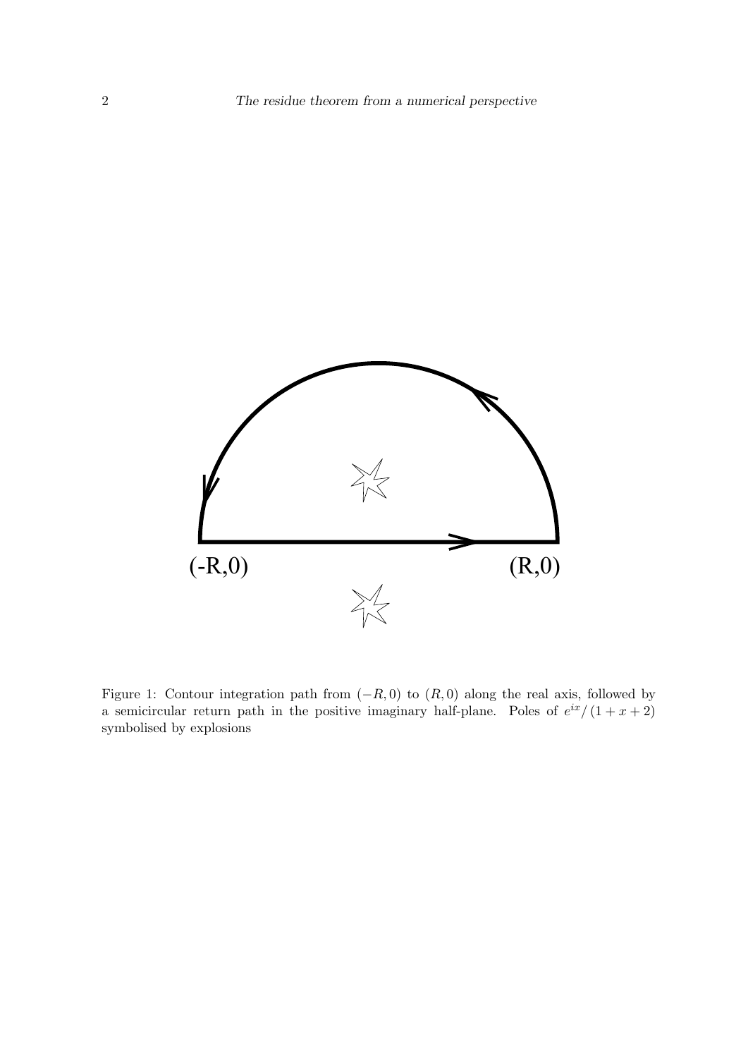Figure 1: Contour integration path from $(-R, 0)$ to $(R, 0)$ along the real axis, followed by a semicircular return path in the positive imaginary half-plane. Poles of $e^{ix}/(1 + x + 2)$ symbolised by explosions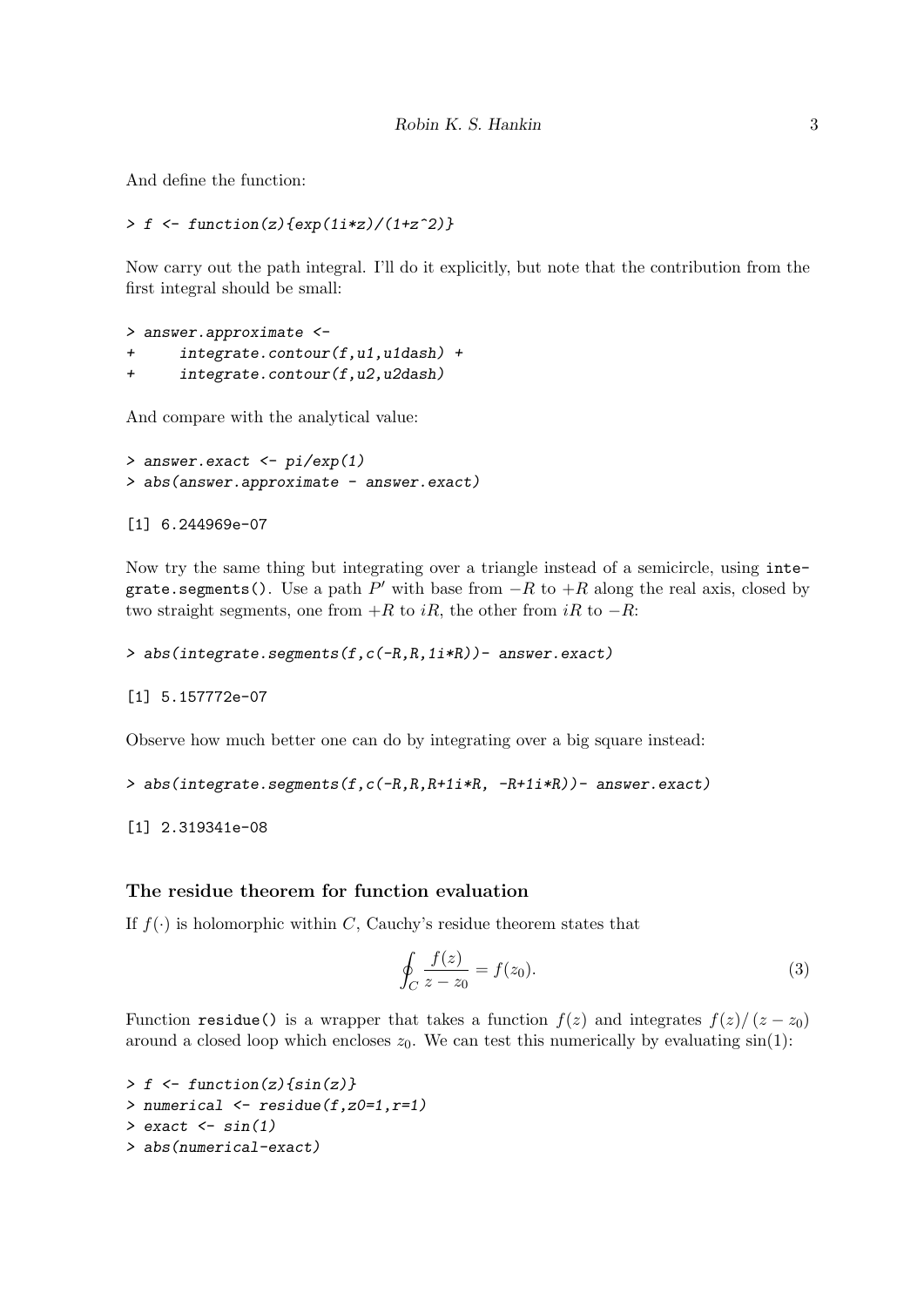And define the function:

```
> f <- function(z){exp(1i*z)/(1+z^2)}
```

Now carry out the path integral. I'll do it explicitly, but note that the contribution from the first integral should be small:

```
> answer.approximate <-
+      integrate.contour(f,u1,u1dash) +
+      integrate.contour(f,u2,u2dash)
```

And compare with the analytical value:

```
> answer.exact <- pi/exp(1)
> abs(answer.approximate - answer.exact)
```

```
[1] 6.244969e-07
```

Now try the same thing but integrating over a triangle instead of a semicircle, using `integrate.segments()`. Use a path $P'$ with base from $-R$ to $+R$ along the real axis, closed by two straight segments, one from $+R$ to $iR$, the other from $iR$ to $-R$:

```
> abs(integrate.segments(f,c(-R,R,1i*R))- answer.exact)
```

```
[1] 5.157772e-07
```

Observe how much better one can do by integrating over a big square instead:

```
> abs(integrate.segments(f,c(-R,R,R+1i*R, -R+1i*R))- answer.exact)
```

```
[1] 2.319341e-08
```

### The residue theorem for function evaluation

If $f(\cdot)$ is holomorphic within $C$, Cauchy's residue theorem states that

$$\oint_C \frac{f(z)}{z - z_0} = f(z_0). \tag{3}$$

Function `residue()` is a wrapper that takes a function $f(z)$ and integrates $f(z)/(z - z_0)$ around a closed loop which encloses $z_0$. We can test this numerically by evaluating $\sin(1)$:

```
> f <- function(z){sin(z)}
> numerical <- residue(f,z0=1,r=1)
> exact <- sin(1)
> abs(numerical-exact)
```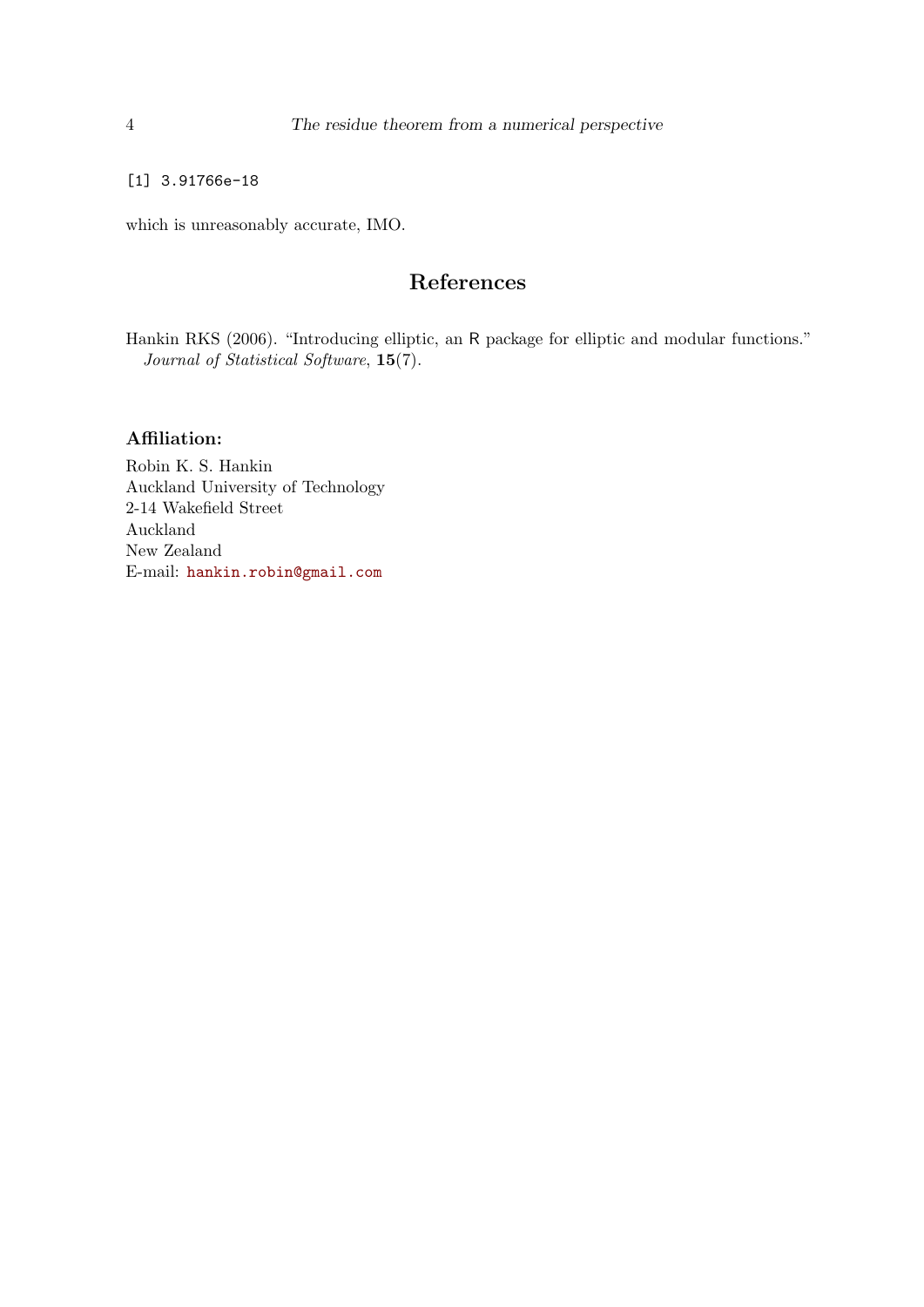```
[1] 3.91766e-18
```

which is unreasonably accurate, IMO.

## References

Hankin RKS (2006). "Introducing elliptic, an R package for elliptic and modular functions." *Journal of Statistical Software*, **15**(7).

### Affiliation:

Robin K. S. Hankin
Auckland University of Technology
2-14 Wakefield Street
Auckland
New Zealand
E-mail: hankin.robin@gmail.com